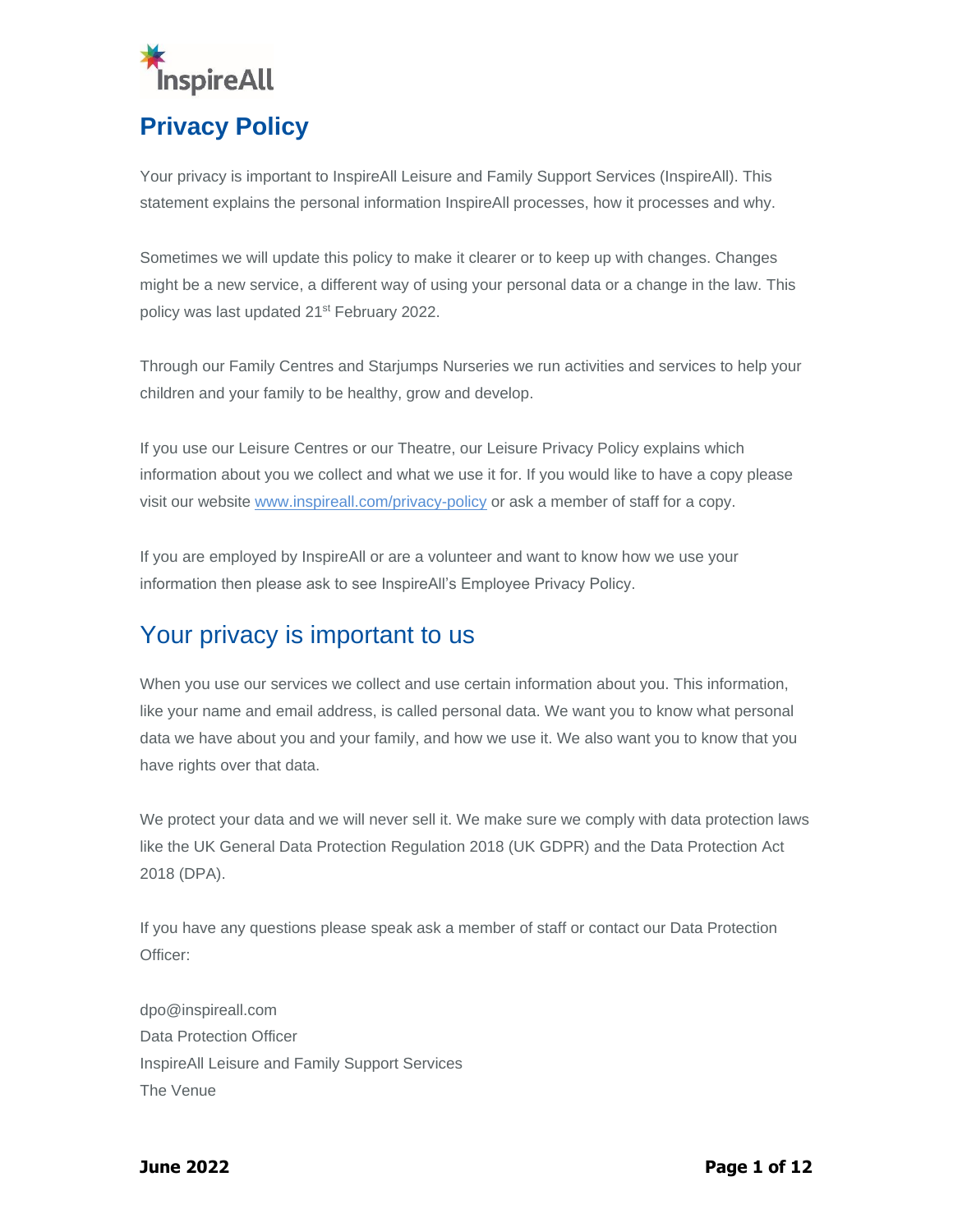# Privacy Policy

Your privacy is important to InspireAll Leisure and Family Support Services (InspireAll). This statement explains the personal information InspireAll processes, how it processes and why.

Sometimes we will update this policy to make it clearer or to keep up with changes. Changes might be a new service, a different way of using your personal data or a change in the law. This policy was last updated 21st February 2022.

Through our Family Centres and Starjumps Nurseries we run activities and services to help your children and your family to be healthy, grow and develop.

If you use our Leisure Centres or our Theatre, our Leisure Privacy Policy explains which information about you we collect and what we use it for. If you would like to have a copy please visit our website [www.inspireall.com/privacy-policy](http://www.inspireall.com/privacy-policy) or ask a member of staff for a copy.

If you are employed by InspireAll or are a volunteer and want to know how we use your information then please ask to see InspireAll's Employee Privacy Policy.

## Your privacy is important to us

When you use our services we collect and use certain information about you. This information, like your name and email address, is called personal data. We want you to know what personal data we have about you and your family, and how we use it. We also want you to know that you have rights over that data.

We protect your data and we will never sell it. We make sure we comply with data protection laws like the UK General Data Protection Regulation 2018 (UK GDPR) and the Data Protection Act 2018 (DPA).

If you have any questions please speak ask a member of staff or contact our Data Protection Officer:

dpo@inspireall.com
Data Protection Officer
InspireAll Leisure and Family Support Services
The Venue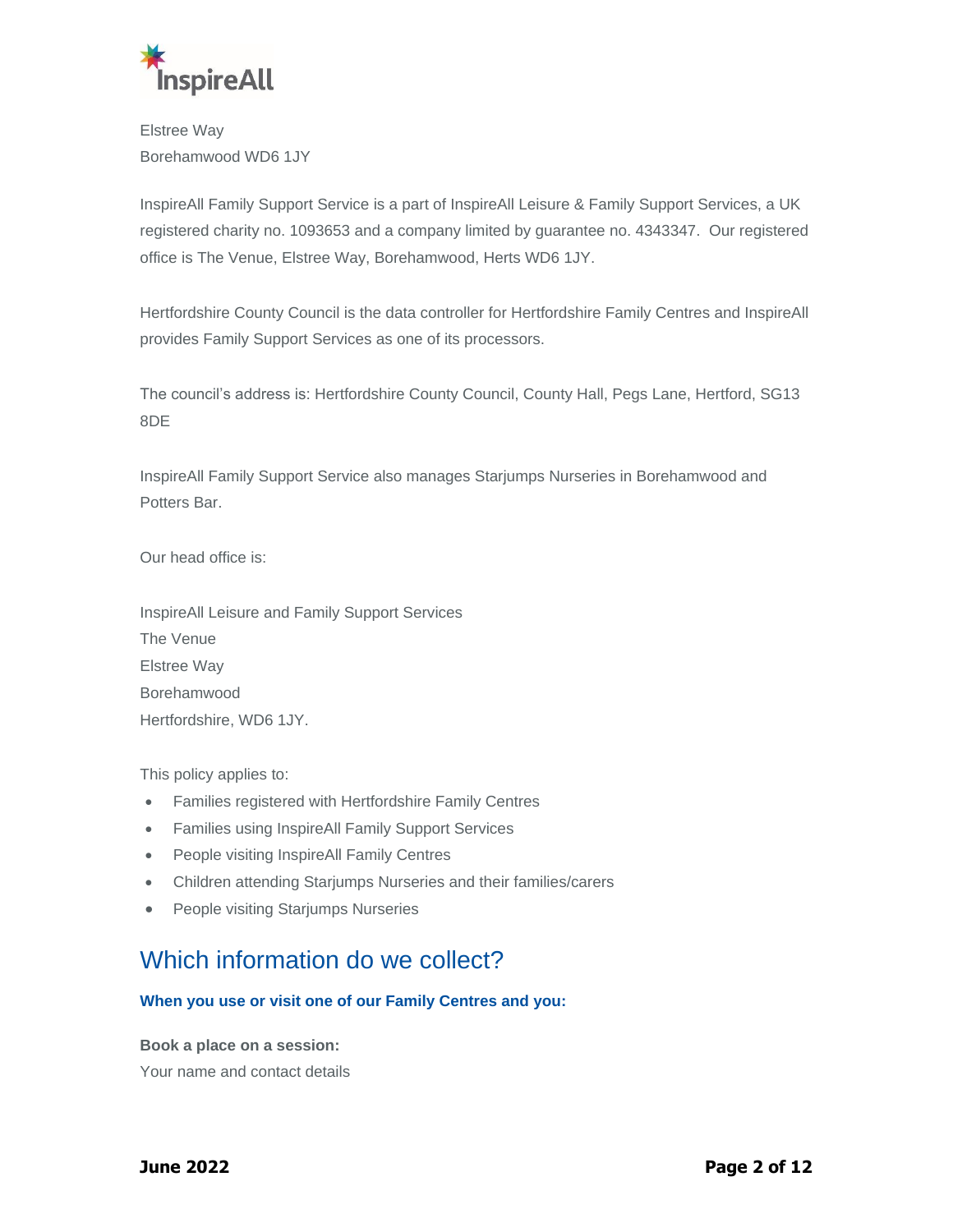Elstree Way
Borehamwood WD6 1JY

InspireAll Family Support Service is a part of InspireAll Leisure & Family Support Services, a UK registered charity no. 1093653 and a company limited by guarantee no. 4343347. Our registered office is The Venue, Elstree Way, Borehamwood, Herts WD6 1JY.

Hertfordshire County Council is the data controller for Hertfordshire Family Centres and InspireAll provides Family Support Services as one of its processors.

The council's address is: Hertfordshire County Council, County Hall, Pegs Lane, Hertford, SG13 8DE

InspireAll Family Support Service also manages Starjumps Nurseries in Borehamwood and Potters Bar.

Our head office is:

InspireAll Leisure and Family Support Services
The Venue
Elstree Way
Borehamwood
Hertfordshire, WD6 1JY.

This policy applies to:

- Families registered with Hertfordshire Family Centres
- Families using InspireAll Family Support Services
- People visiting InspireAll Family Centres
- Children attending Starjumps Nurseries and their families/carers
- People visiting Starjumps Nurseries

## Which information do we collect?

**When you use or visit one of our Family Centres and you:**

**Book a place on a session:**
Your name and contact details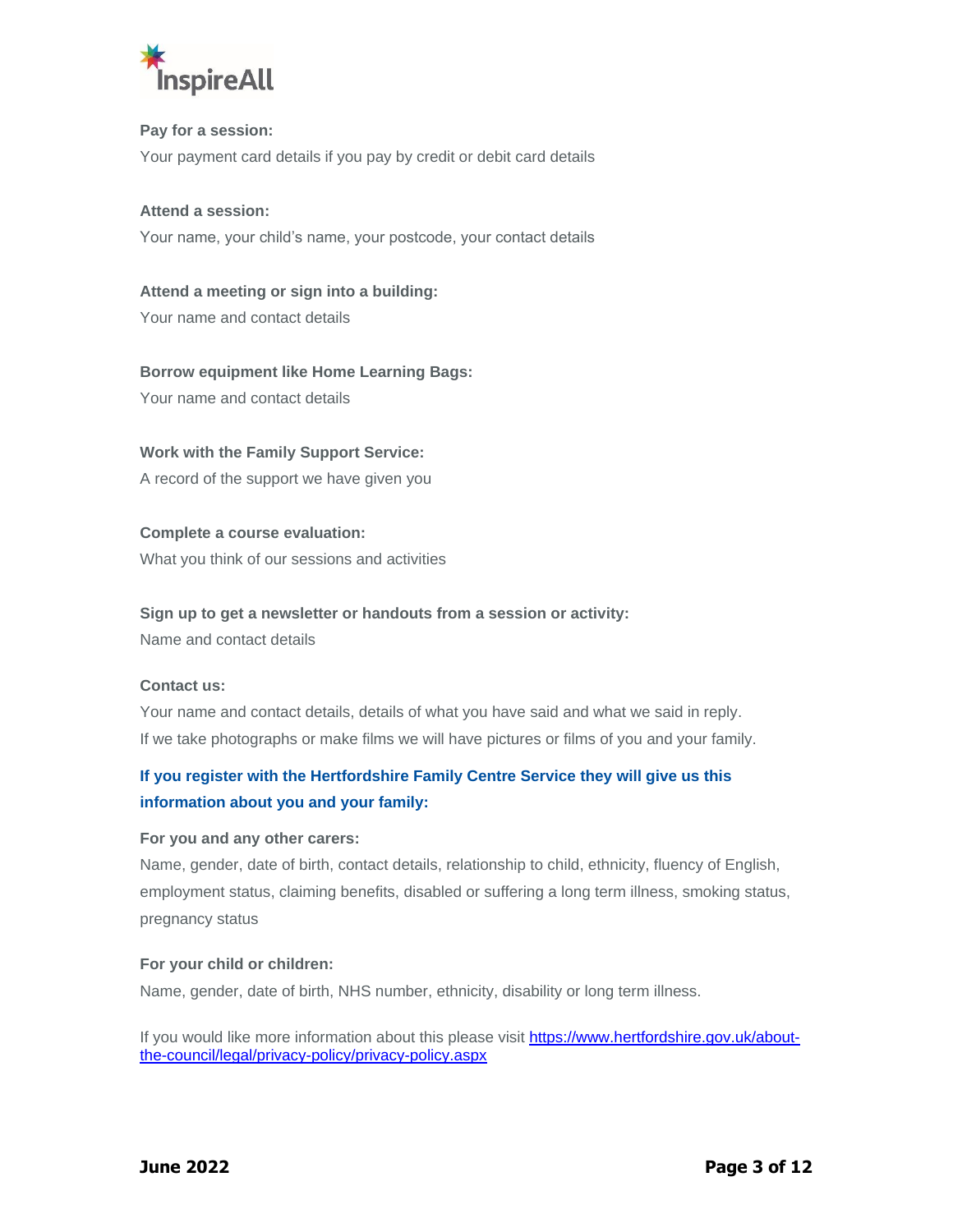**Pay for a session:**

Your payment card details if you pay by credit or debit card details

**Attend a session:**

Your name, your child's name, your postcode, your contact details

**Attend a meeting or sign into a building:**

Your name and contact details

**Borrow equipment like Home Learning Bags:**

Your name and contact details

**Work with the Family Support Service:**

A record of the support we have given you

**Complete a course evaluation:**

What you think of our sessions and activities

**Sign up to get a newsletter or handouts from a session or activity:**

Name and contact details

**Contact us:**

Your name and contact details, details of what you have said and what we said in reply.

If we take photographs or make films we will have pictures or films of you and your family.

**If you register with the Hertfordshire Family Centre Service they will give us this information about you and your family:**

**For you and any other carers:**

Name, gender, date of birth, contact details, relationship to child, ethnicity, fluency of English, employment status, claiming benefits, disabled or suffering a long term illness, smoking status, pregnancy status

**For your child or children:**

Name, gender, date of birth, NHS number, ethnicity, disability or long term illness.

If you would like more information about this please visit [https://www.hertfordshire.gov.uk/about-the-council/legal/privacy-policy/privacy-policy.aspx](https://www.hertfordshire.gov.uk/about-the-council/legal/privacy-policy/privacy-policy.aspx)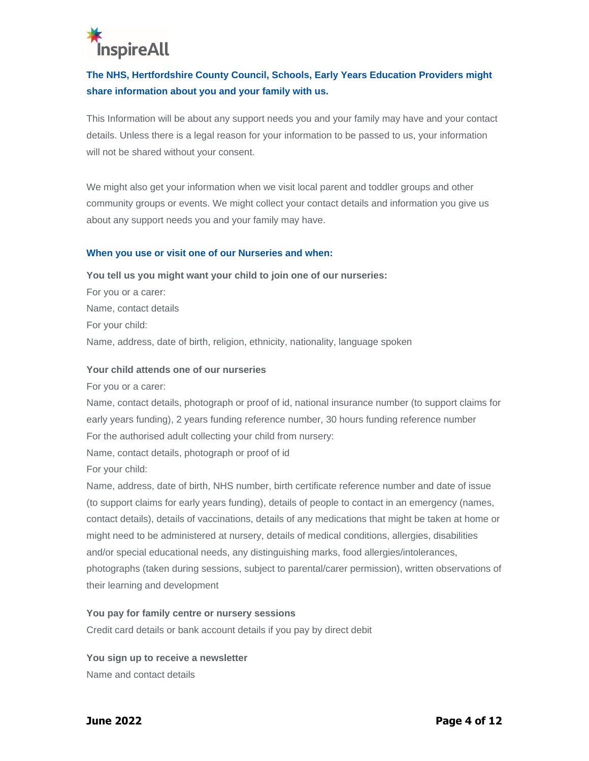### The NHS, Hertfordshire County Council, Schools, Early Years Education Providers might share information about you and your family with us.

This Information will be about any support needs you and your family may have and your contact details. Unless there is a legal reason for your information to be passed to us, your information will not be shared without your consent.

We might also get your information when we visit local parent and toddler groups and other community groups or events. We might collect your contact details and information you give us about any support needs you and your family may have.

### When you use or visit one of our Nurseries and when:

**You tell us you might want your child to join one of our nurseries:**

For you or a carer:
Name, contact details
For your child:
Name, address, date of birth, religion, ethnicity, nationality, language spoken

**Your child attends one of our nurseries**

For you or a carer:
Name, contact details, photograph or proof of id, national insurance number (to support claims for early years funding), 2 years funding reference number, 30 hours funding reference number
For the authorised adult collecting your child from nursery:
Name, contact details, photograph or proof of id
For your child:
Name, address, date of birth, NHS number, birth certificate reference number and date of issue (to support claims for early years funding), details of people to contact in an emergency (names, contact details), details of vaccinations, details of any medications that might be taken at home or might need to be administered at nursery, details of medical conditions, allergies, disabilities and/or special educational needs, any distinguishing marks, food allergies/intolerances, photographs (taken during sessions, subject to parental/carer permission), written observations of their learning and development

**You pay for family centre or nursery sessions**

Credit card details or bank account details if you pay by direct debit

**You sign up to receive a newsletter**

Name and contact details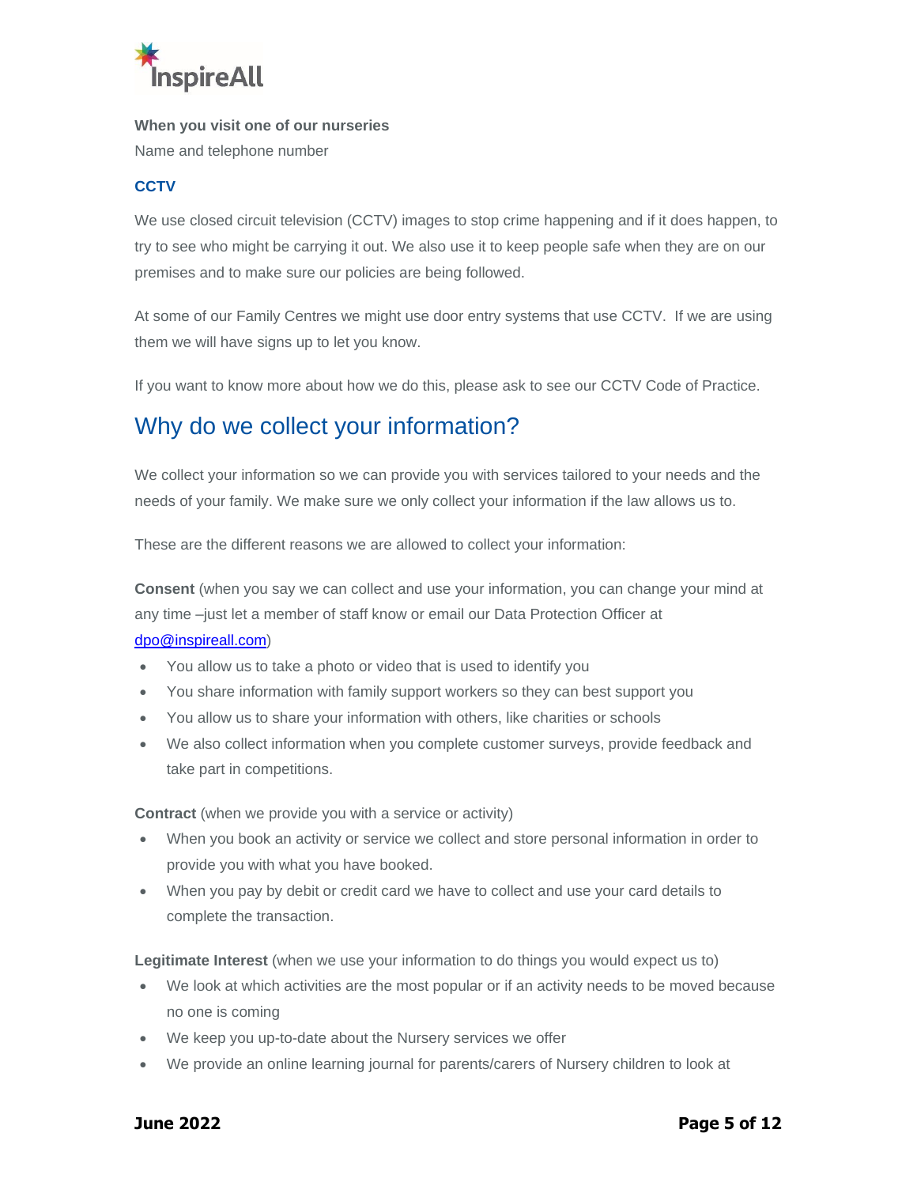**When you visit one of our nurseries**

Name and telephone number

### CCTV

We use closed circuit television (CCTV) images to stop crime happening and if it does happen, to try to see who might be carrying it out. We also use it to keep people safe when they are on our premises and to make sure our policies are being followed.

At some of our Family Centres we might use door entry systems that use CCTV. If we are using them we will have signs up to let you know.

If you want to know more about how we do this, please ask to see our CCTV Code of Practice.

## Why do we collect your information?

We collect your information so we can provide you with services tailored to your needs and the needs of your family. We make sure we only collect your information if the law allows us to.

These are the different reasons we are allowed to collect your information:

**Consent** (when you say we can collect and use your information, you can change your mind at any time –just let a member of staff know or email our Data Protection Officer at dpo@inspireall.com)

- You allow us to take a photo or video that is used to identify you
- You share information with family support workers so they can best support you
- You allow us to share your information with others, like charities or schools
- We also collect information when you complete customer surveys, provide feedback and take part in competitions.

**Contract** (when we provide you with a service or activity)

- When you book an activity or service we collect and store personal information in order to provide you with what you have booked.
- When you pay by debit or credit card we have to collect and use your card details to complete the transaction.

**Legitimate Interest** (when we use your information to do things you would expect us to)

- We look at which activities are the most popular or if an activity needs to be moved because no one is coming
- We keep you up-to-date about the Nursery services we offer
- We provide an online learning journal for parents/carers of Nursery children to look at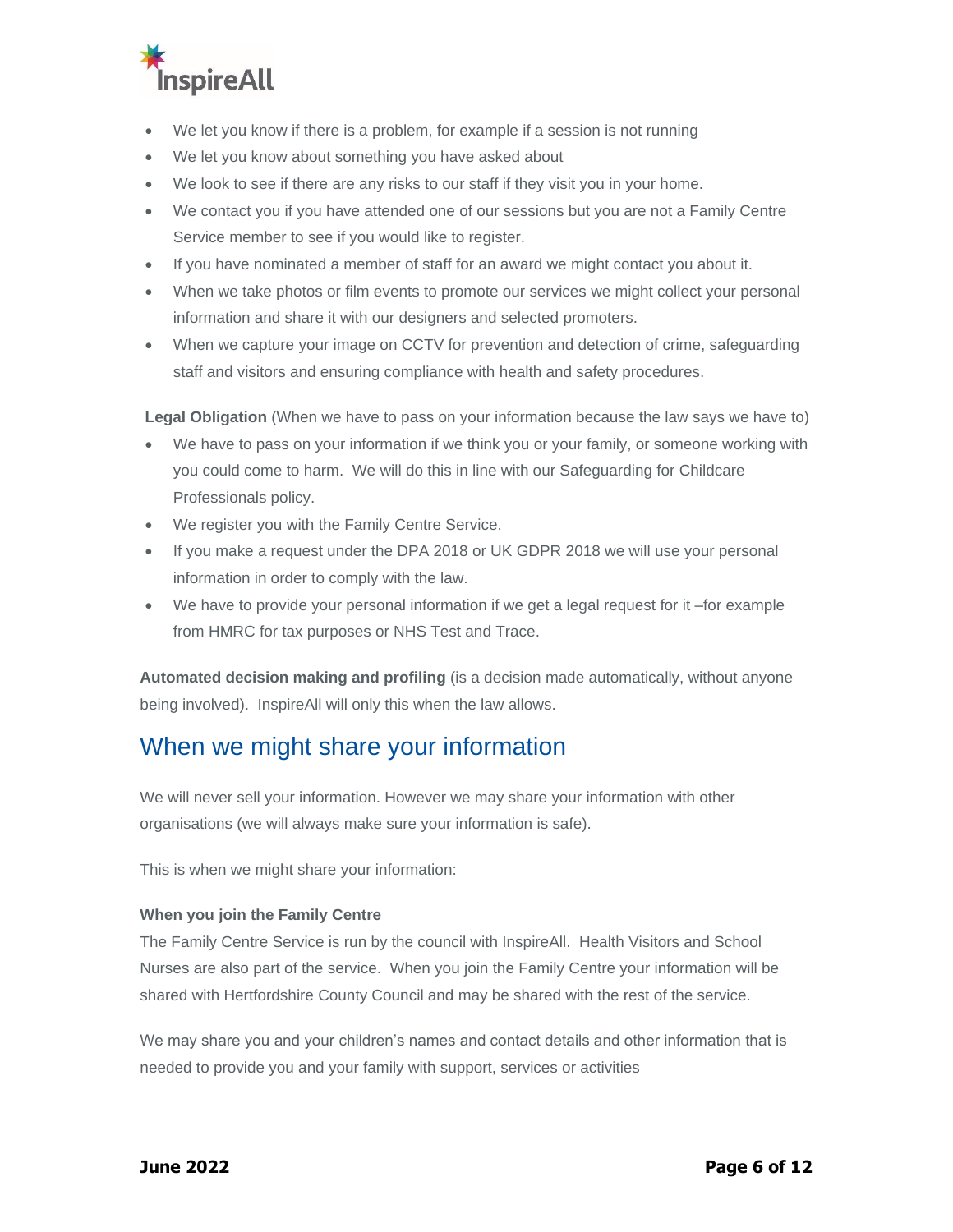- We let you know if there is a problem, for example if a session is not running
- We let you know about something you have asked about
- We look to see if there are any risks to our staff if they visit you in your home.
- We contact you if you have attended one of our sessions but you are not a Family Centre Service member to see if you would like to register.
- If you have nominated a member of staff for an award we might contact you about it.
- When we take photos or film events to promote our services we might collect your personal information and share it with our designers and selected promoters.
- When we capture your image on CCTV for prevention and detection of crime, safeguarding staff and visitors and ensuring compliance with health and safety procedures.

**Legal Obligation** (When we have to pass on your information because the law says we have to)

- We have to pass on your information if we think you or your family, or someone working with you could come to harm. We will do this in line with our Safeguarding for Childcare Professionals policy.
- We register you with the Family Centre Service.
- If you make a request under the DPA 2018 or UK GDPR 2018 we will use your personal information in order to comply with the law.
- We have to provide your personal information if we get a legal request for it –for example from HMRC for tax purposes or NHS Test and Trace.

**Automated decision making and profiling** (is a decision made automatically, without anyone being involved). InspireAll will only this when the law allows.

## When we might share your information

We will never sell your information. However we may share your information with other organisations (we will always make sure your information is safe).

This is when we might share your information:

#### When you join the Family Centre

The Family Centre Service is run by the council with InspireAll. Health Visitors and School Nurses are also part of the service. When you join the Family Centre your information will be shared with Hertfordshire County Council and may be shared with the rest of the service.

We may share you and your children's names and contact details and other information that is needed to provide you and your family with support, services or activities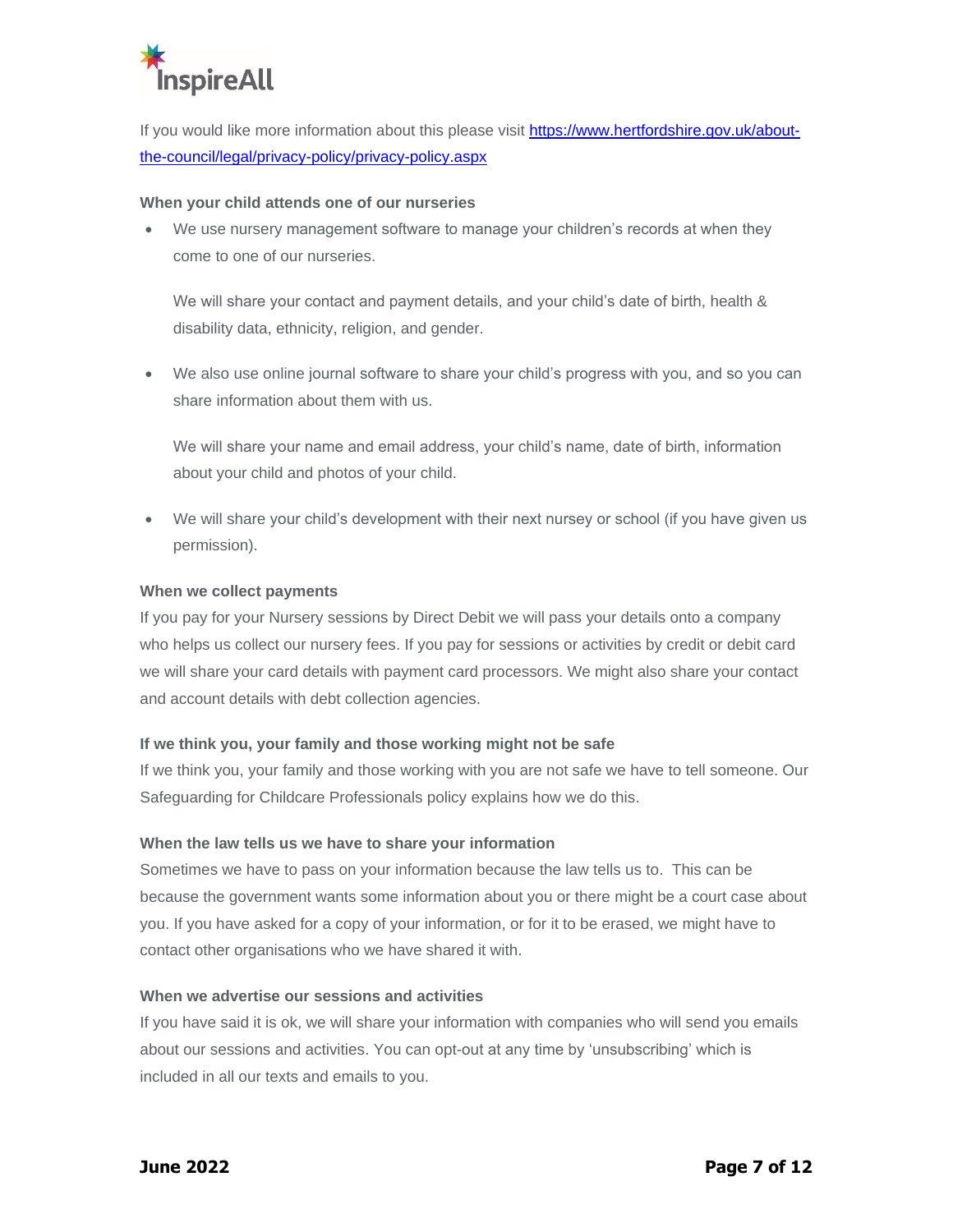If you would like more information about this please visit [https://www.hertfordshire.gov.uk/about-the-council/legal/privacy-policy/privacy-policy.aspx](https://www.hertfordshire.gov.uk/about-the-council/legal/privacy-policy/privacy-policy.aspx)

**When your child attends one of our nurseries**

- We use nursery management software to manage your children's records at when they come to one of our nurseries.

  We will share your contact and payment details, and your child's date of birth, health & disability data, ethnicity, religion, and gender.

- We also use online journal software to share your child's progress with you, and so you can share information about them with us.

  We will share your name and email address, your child's name, date of birth, information about your child and photos of your child.

- We will share your child's development with their next nursey or school (if you have given us permission).

**When we collect payments**

If you pay for your Nursery sessions by Direct Debit we will pass your details onto a company who helps us collect our nursery fees. If you pay for sessions or activities by credit or debit card we will share your card details with payment card processors. We might also share your contact and account details with debt collection agencies.

**If we think you, your family and those working might not be safe**

If we think you, your family and those working with you are not safe we have to tell someone. Our Safeguarding for Childcare Professionals policy explains how we do this.

**When the law tells us we have to share your information**

Sometimes we have to pass on your information because the law tells us to. This can be because the government wants some information about you or there might be a court case about you. If you have asked for a copy of your information, or for it to be erased, we might have to contact other organisations who we have shared it with.

**When we advertise our sessions and activities**

If you have said it is ok, we will share your information with companies who will send you emails about our sessions and activities. You can opt-out at any time by 'unsubscribing' which is included in all our texts and emails to you.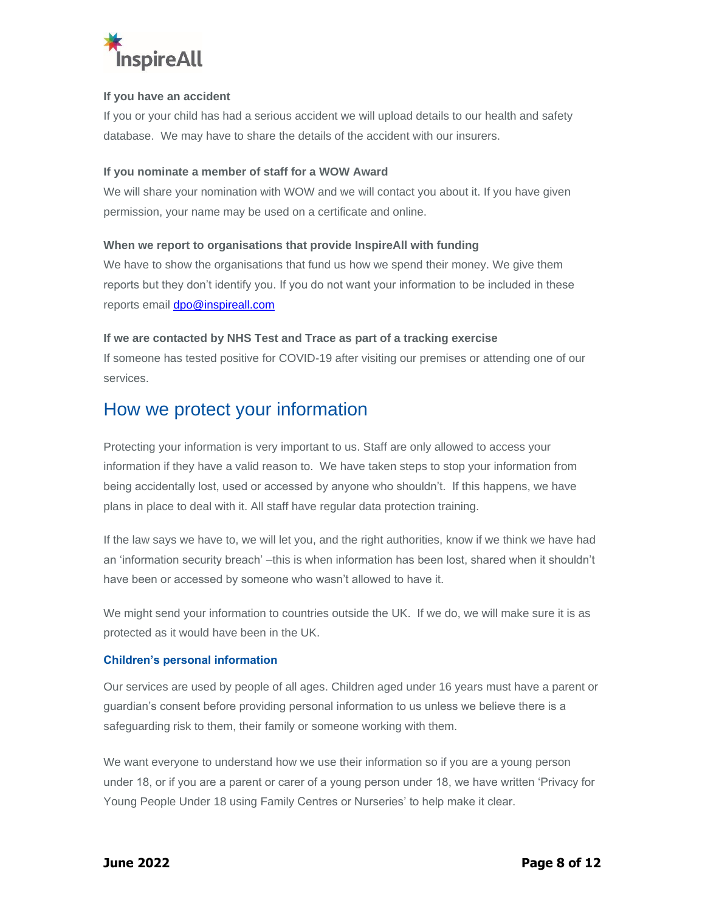**If you have an accident**

If you or your child has had a serious accident we will upload details to our health and safety database. We may have to share the details of the accident with our insurers.

**If you nominate a member of staff for a WOW Award**

We will share your nomination with WOW and we will contact you about it. If you have given permission, your name may be used on a certificate and online.

**When we report to organisations that provide InspireAll with funding**

We have to show the organisations that fund us how we spend their money. We give them reports but they don't identify you. If you do not want your information to be included in these reports email dpo@inspireall.com

**If we are contacted by NHS Test and Trace as part of a tracking exercise**

If someone has tested positive for COVID-19 after visiting our premises or attending one of our services.

## How we protect your information

Protecting your information is very important to us. Staff are only allowed to access your information if they have a valid reason to. We have taken steps to stop your information from being accidentally lost, used or accessed by anyone who shouldn't. If this happens, we have plans in place to deal with it. All staff have regular data protection training.

If the law says we have to, we will let you, and the right authorities, know if we think we have had an 'information security breach' –this is when information has been lost, shared when it shouldn't have been or accessed by someone who wasn't allowed to have it.

We might send your information to countries outside the UK. If we do, we will make sure it is as protected as it would have been in the UK.

### Children's personal information

Our services are used by people of all ages. Children aged under 16 years must have a parent or guardian's consent before providing personal information to us unless we believe there is a safeguarding risk to them, their family or someone working with them.

We want everyone to understand how we use their information so if you are a young person under 18, or if you are a parent or carer of a young person under 18, we have written 'Privacy for Young People Under 18 using Family Centres or Nurseries' to help make it clear.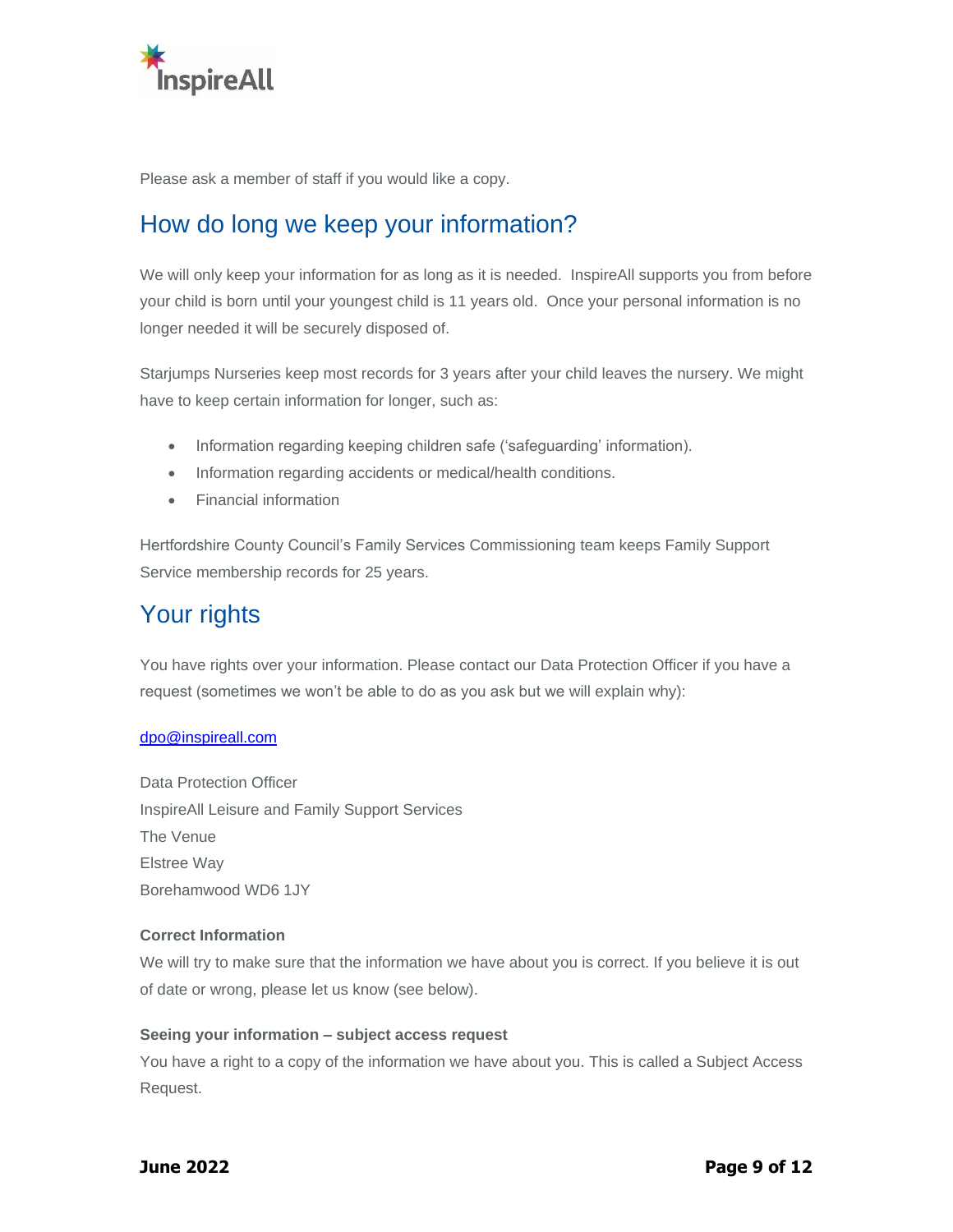Please ask a member of staff if you would like a copy.

## How do long we keep your information?

We will only keep your information for as long as it is needed. InspireAll supports you from before your child is born until your youngest child is 11 years old. Once your personal information is no longer needed it will be securely disposed of.

Starjumps Nurseries keep most records for 3 years after your child leaves the nursery. We might have to keep certain information for longer, such as:

- Information regarding keeping children safe ('safeguarding' information).
- Information regarding accidents or medical/health conditions.
- Financial information

Hertfordshire County Council's Family Services Commissioning team keeps Family Support Service membership records for 25 years.

## Your rights

You have rights over your information. Please contact our Data Protection Officer if you have a request (sometimes we won't be able to do as you ask but we will explain why):

[dpo@inspireall.com](mailto:dpo@inspireall.com)

Data Protection Officer
InspireAll Leisure and Family Support Services
The Venue
Elstree Way
Borehamwood WD6 1JY

**Correct Information**
We will try to make sure that the information we have about you is correct. If you believe it is out of date or wrong, please let us know (see below).

**Seeing your information – subject access request**
You have a right to a copy of the information we have about you. This is called a Subject Access Request.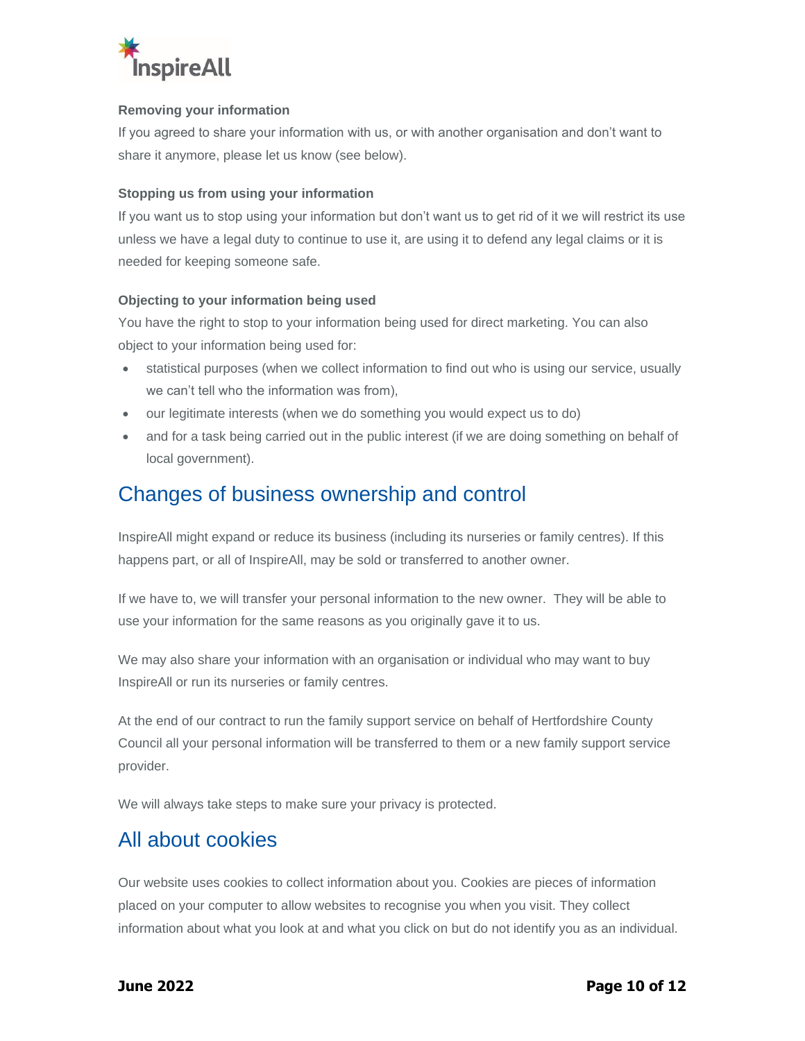### Removing your information

If you agreed to share your information with us, or with another organisation and don't want to share it anymore, please let us know (see below).

### Stopping us from using your information

If you want us to stop using your information but don't want us to get rid of it we will restrict its use unless we have a legal duty to continue to use it, are using it to defend any legal claims or it is needed for keeping someone safe.

### Objecting to your information being used

You have the right to stop to your information being used for direct marketing. You can also object to your information being used for:

- statistical purposes (when we collect information to find out who is using our service, usually we can't tell who the information was from),
- our legitimate interests (when we do something you would expect us to do)
- and for a task being carried out in the public interest (if we are doing something on behalf of local government).

## Changes of business ownership and control

InspireAll might expand or reduce its business (including its nurseries or family centres). If this happens part, or all of InspireAll, may be sold or transferred to another owner.

If we have to, we will transfer your personal information to the new owner. They will be able to use your information for the same reasons as you originally gave it to us.

We may also share your information with an organisation or individual who may want to buy InspireAll or run its nurseries or family centres.

At the end of our contract to run the family support service on behalf of Hertfordshire County Council all your personal information will be transferred to them or a new family support service provider.

We will always take steps to make sure your privacy is protected.

## All about cookies

Our website uses cookies to collect information about you. Cookies are pieces of information placed on your computer to allow websites to recognise you when you visit. They collect information about what you look at and what you click on but do not identify you as an individual.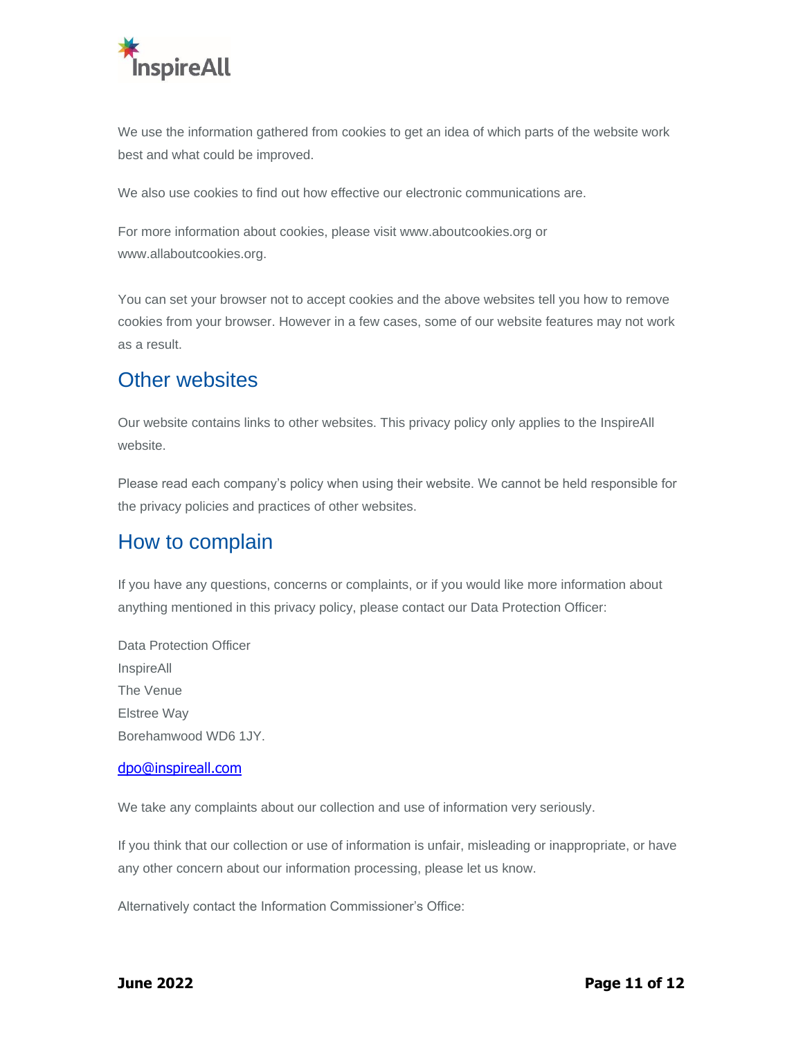We use the information gathered from cookies to get an idea of which parts of the website work best and what could be improved.

We also use cookies to find out how effective our electronic communications are.

For more information about cookies, please visit www.aboutcookies.org or www.allaboutcookies.org.

You can set your browser not to accept cookies and the above websites tell you how to remove cookies from your browser. However in a few cases, some of our website features may not work as a result.

## Other websites

Our website contains links to other websites. This privacy policy only applies to the InspireAll website.

Please read each company's policy when using their website. We cannot be held responsible for the privacy policies and practices of other websites.

## How to complain

If you have any questions, concerns or complaints, or if you would like more information about anything mentioned in this privacy policy, please contact our Data Protection Officer:

Data Protection Officer
InspireAll
The Venue
Elstree Way
Borehamwood WD6 1JY.

dpo@inspireall.com

We take any complaints about our collection and use of information very seriously.

If you think that our collection or use of information is unfair, misleading or inappropriate, or have any other concern about our information processing, please let us know.

Alternatively contact the Information Commissioner's Office: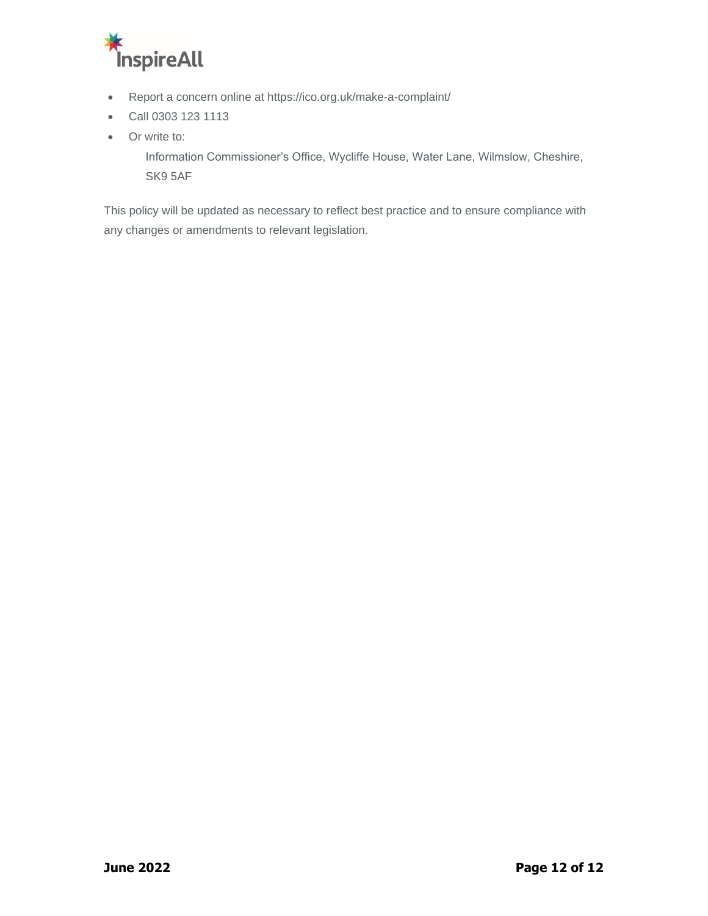- Report a concern online at https://ico.org.uk/make-a-complaint/
- Call 0303 123 1113
- Or write to:

  Information Commissioner's Office, Wycliffe House, Water Lane, Wilmslow, Cheshire, SK9 5AF

This policy will be updated as necessary to reflect best practice and to ensure compliance with any changes or amendments to relevant legislation.